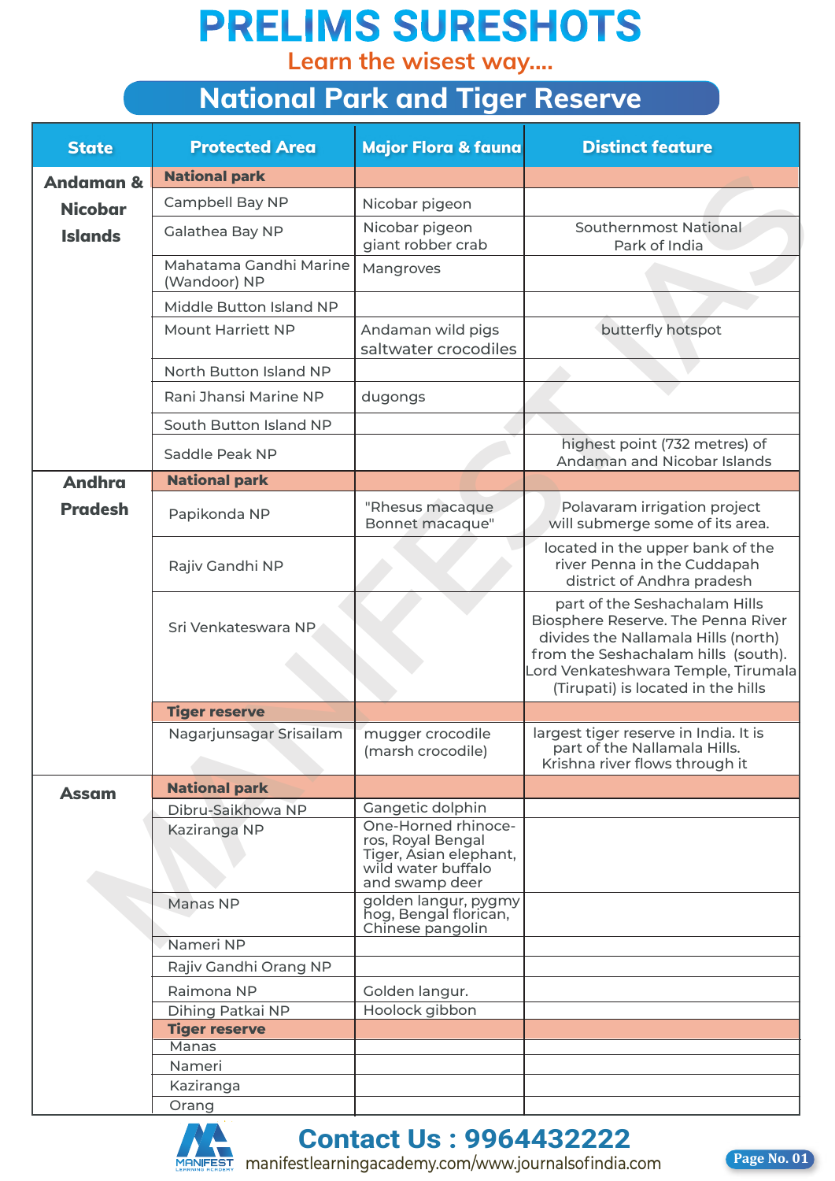# PRELIMS SURESHOTS

Learn the wisest way....

## National Park and Tiger Reserve

| State | Protected Area | Major Flora & fauna | Distinct feature |
|---|---|---|---|
| Andaman & Nicobar Islands | **National park** | | |
| | Campbell Bay NP | Nicobar pigeon | |
| | Galathea Bay NP | Nicobar pigeon giant robber crab | Southernmost National Park of India |
| | Mahatama Gandhi Marine (Wandoor) NP | Mangroves | |
| | Middle Button Island NP | | |
| | Mount Harriett NP | Andaman wild pigs saltwater crocodiles | butterfly hotspot |
| | North Button Island NP | | |
| | Rani Jhansi Marine NP | dugongs | |
| | South Button Island NP | | |
| | Saddle Peak NP | | highest point (732 metres) of Andaman and Nicobar Islands |
| Andhra Pradesh | **National park** | | |
| | Papikonda NP | "Rhesus macaque Bonnet macaque" | Polavaram irrigation project will submerge some of its area. |
| | Rajiv Gandhi NP | | located in the upper bank of the river Penna in the Cuddapah district of Andhra pradesh |
| | Sri Venkateswara NP | | part of the Seshachalam Hills Biosphere Reserve. The Penna River divides the Nallamala Hills (north) from the Seshachalam hills (south). Lord Venkateshwara Temple, Tirumala (Tirupati) is located in the hills |
| | **Tiger reserve** | | |
| | Nagarjunsagar Srisailam | mugger crocodile (marsh crocodile) | largest tiger reserve in India. It is part of the Nallamala Hills. Krishna river flows through it |
| Assam | **National park** | | |
| | Dibru-Saikhowa NP | Gangetic dolphin | |
| | Kaziranga NP | One-Horned rhinoceros, Royal Bengal Tiger, Asian elephant, wild water buffalo and swamp deer | |
| | Manas NP | golden langur, pygmy hog, Bengal florican, Chinese pangolin | |
| | Nameri NP | | |
| | Rajiv Gandhi Orang NP | | |
| | Raimona NP | Golden langur. | |
| | Dihing Patkai NP | Hoolock gibbon | |
| | **Tiger reserve** | | |
| | Manas | | |
| | Nameri | | |
| | Kaziranga | | |
| | Orang | | |

Contact Us : 9964432222

manifestlearningacademy.com/www.journalsofindia.com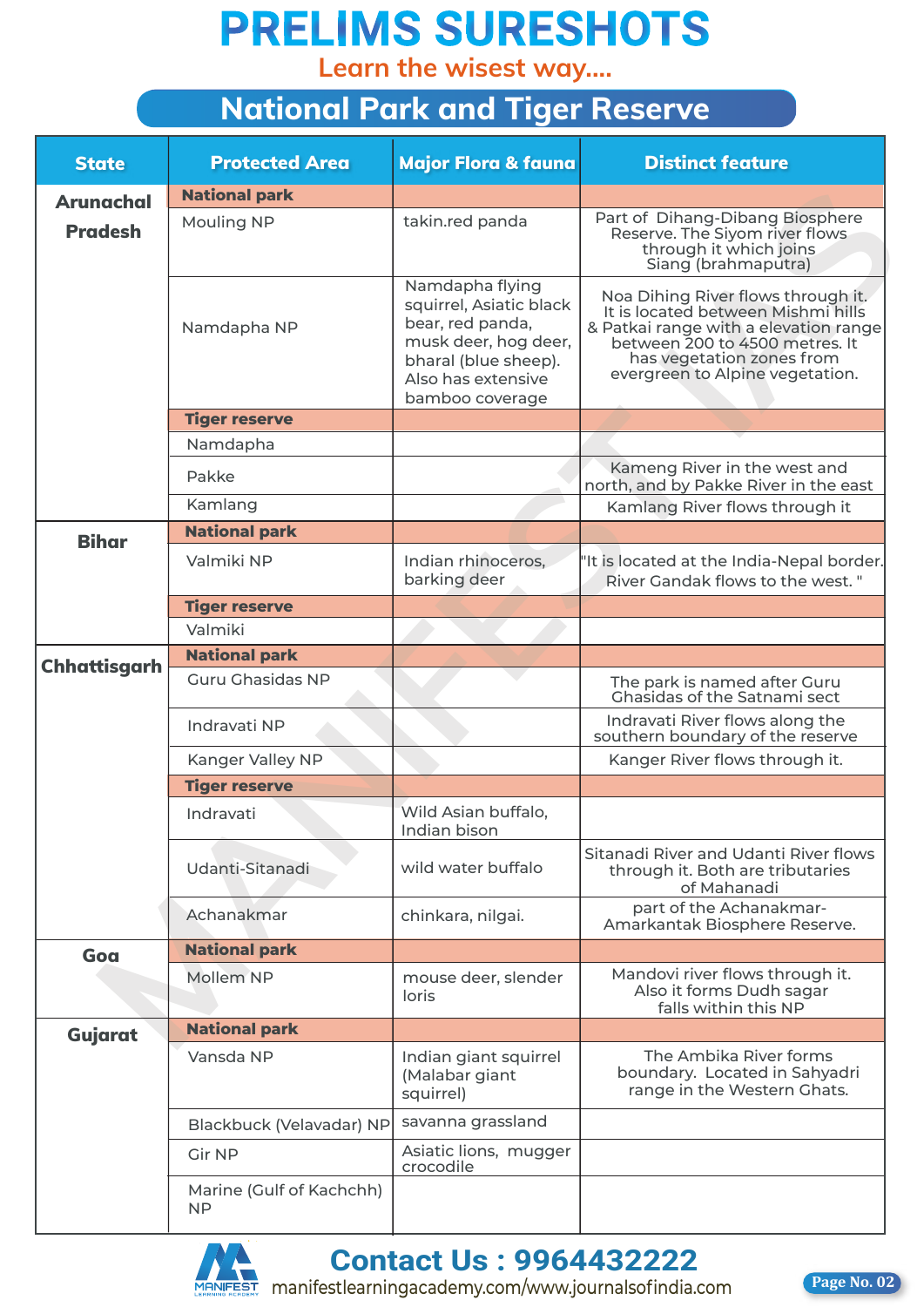# PRELIMS SURESHOTS

Learn the wisest way....

## National Park and Tiger Reserve

| State | Protected Area | Major Flora & fauna | Distinct feature |
|---|---|---|---|
| Arunachal Pradesh | **National park** | | |
| | Mouling NP | takin.red panda | Part of Dihang-Dibang Biosphere Reserve. The Siyom river flows through it which joins Siang (brahmaputra) |
| | Namdapha NP | Namdapha flying squirrel, Asiatic black bear, red panda, musk deer, hog deer, bharal (blue sheep). Also has extensive bamboo coverage | Noa Dihing River flows through it. It is located between Mishmi hills & Patkai range with a elevation range between 200 to 4500 metres. It has vegetation zones from evergreen to Alpine vegetation. |
| | **Tiger reserve** | | |
| | Namdapha | | |
| | Pakke | | Kameng River in the west and north, and by Pakke River in the east |
| | Kamlang | | Kamlang River flows through it |
| Bihar | **National park** | | |
| | Valmiki NP | Indian rhinoceros, barking deer | "It is located at the India-Nepal border. River Gandak flows to the west. " |
| | **Tiger reserve** | | |
| | Valmiki | | |
| Chhattisgarh | **National park** | | |
| | Guru Ghasidas NP | | The park is named after Guru Ghasidas of the Satnami sect |
| | Indravati NP | | Indravati River flows along the southern boundary of the reserve |
| | Kanger Valley NP | | Kanger River flows through it. |
| | **Tiger reserve** | | |
| | Indravati | Wild Asian buffalo, Indian bison | |
| | Udanti-Sitanadi | wild water buffalo | Sitanadi River and Udanti River flows through it. Both are tributaries of Mahanadi |
| | Achanakmar | chinkara, nilgai. | part of the Achanakmar-Amarkantak Biosphere Reserve. |
| Goa | **National park** | | |
| | Mollem NP | mouse deer, slender loris | Mandovi river flows through it. Also it forms Dudh sagar falls within this NP |
| Gujarat | **National park** | | |
| | Vansda NP | Indian giant squirrel (Malabar giant squirrel) | The Ambika River forms boundary. Located in Sahyadri range in the Western Ghats. |
| | Blackbuck (Velavadar) NP | savanna grassland | |
| | Gir NP | Asiatic lions, mugger crocodile | |
| | Marine (Gulf of Kachchh) NP | | |

Contact Us : 9964432222

manifestlearningacademy.com/www.journalsofindia.com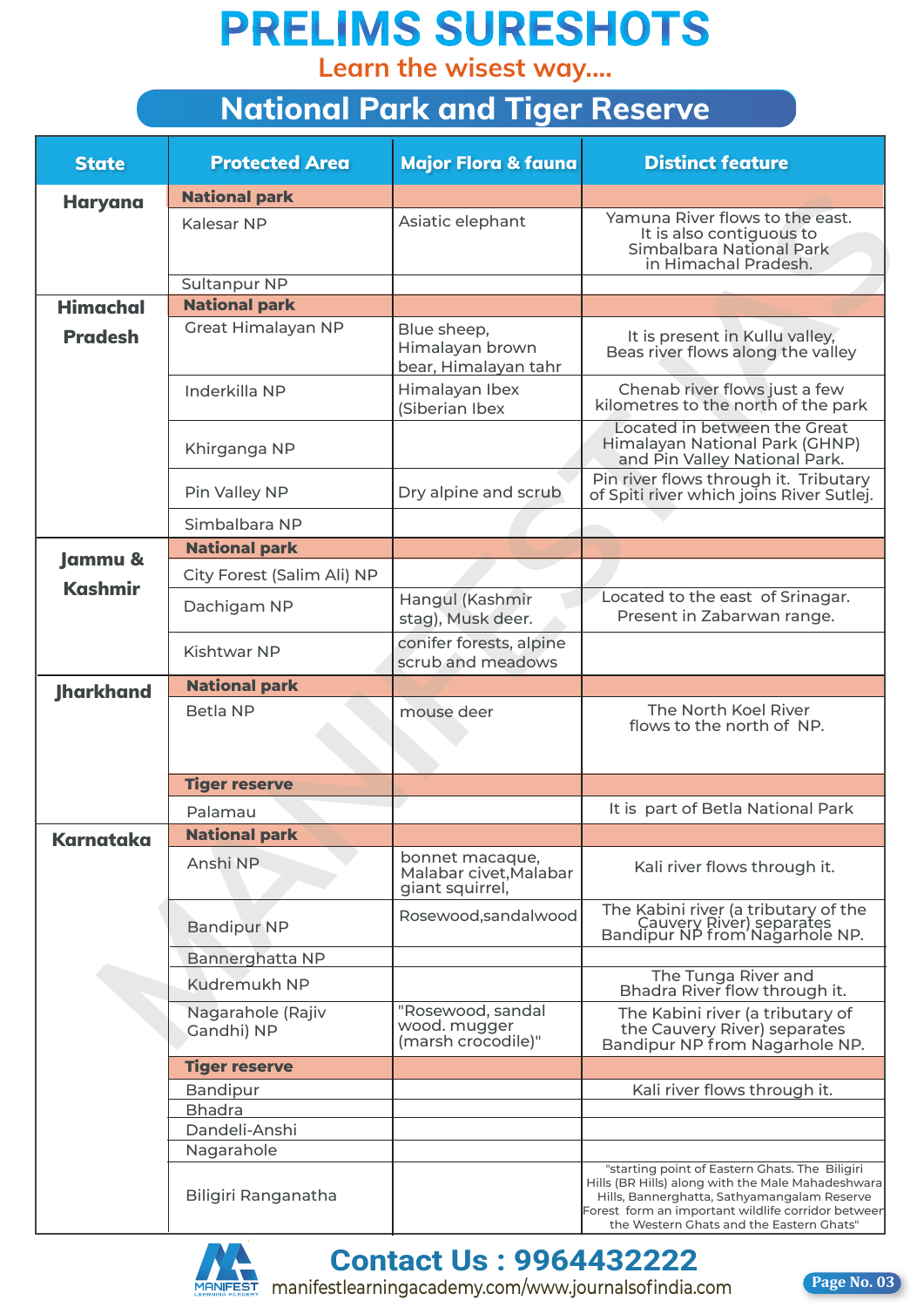# PRELIMS SURESHOTS

Learn the wisest way....

## National Park and Tiger Reserve

| State | Protected Area | Major Flora & fauna | Distinct feature |
|---|---|---|---|
| **Haryana** | **National park** | | |
| | Kalesar NP | Asiatic elephant | Yamuna River flows to the east. It is also contiguous to Simbalbara National Park in Himachal Pradesh. |
| | Sultanpur NP | | |
| **Himachal Pradesh** | **National park** | | |
| | Great Himalayan NP | Blue sheep, Himalayan brown bear, Himalayan tahr | It is present in Kullu valley, Beas river flows along the valley |
| | Inderkilla NP | Himalayan Ibex (Siberian Ibex | Chenab river flows just a few kilometres to the north of the park |
| | Khirganga NP | | Located in between the Great Himalayan National Park (GHNP) and Pin Valley National Park. |
| | Pin Valley NP | Dry alpine and scrub | Pin river flows through it. Tributary of Spiti river which joins River Sutlej. |
| | Simbalbara NP | | |
| **Jammu & Kashmir** | **National park** | | |
| | City Forest (Salim Ali) NP | | |
| | Dachigam NP | Hangul (Kashmir stag), Musk deer. | Located to the east of Srinagar. Present in Zabarwan range. |
| | Kishtwar NP | conifer forests, alpine scrub and meadows | |
| **Jharkhand** | **National park** | | |
| | Betla NP | mouse deer | The North Koel River flows to the north of NP. |
| | **Tiger reserve** | | |
| | Palamau | | It is part of Betla National Park |
| **Karnataka** | **National park** | | |
| | Anshi NP | bonnet macaque, Malabar civet,Malabar giant squirrel, | Kali river flows through it. |
| | Bandipur NP | Rosewood,sandalwood | The Kabini river (a tributary of the Cauvery River) separates Bandipur NP from Nagarhole NP. |
| | Bannerghatta NP | | |
| | Kudremukh NP | | The Tunga River and Bhadra River flow through it. |
| | Nagarahole (Rajiv Gandhi) NP | "Rosewood, sandal wood. mugger (marsh crocodile)" | The Kabini river (a tributary of the Cauvery River) separates Bandipur NP from Nagarhole NP. |
| | **Tiger reserve** | | |
| | Bandipur | | Kali river flows through it. |
| | Bhadra | | |
| | Dandeli-Anshi | | |
| | Nagarahole | | |
| | Biligiri Ranganatha | | "starting point of Eastern Ghats. The Biligiri Hills (BR Hills) along with the Male Mahadeshwara Hills, Bannerghatta, Sathyamangalam Reserve Forest form an important wildlife corridor between the Western Ghats and the Eastern Ghats" |

Contact Us : 9964432222

manifestlearningacademy.com/www.journalsofindia.com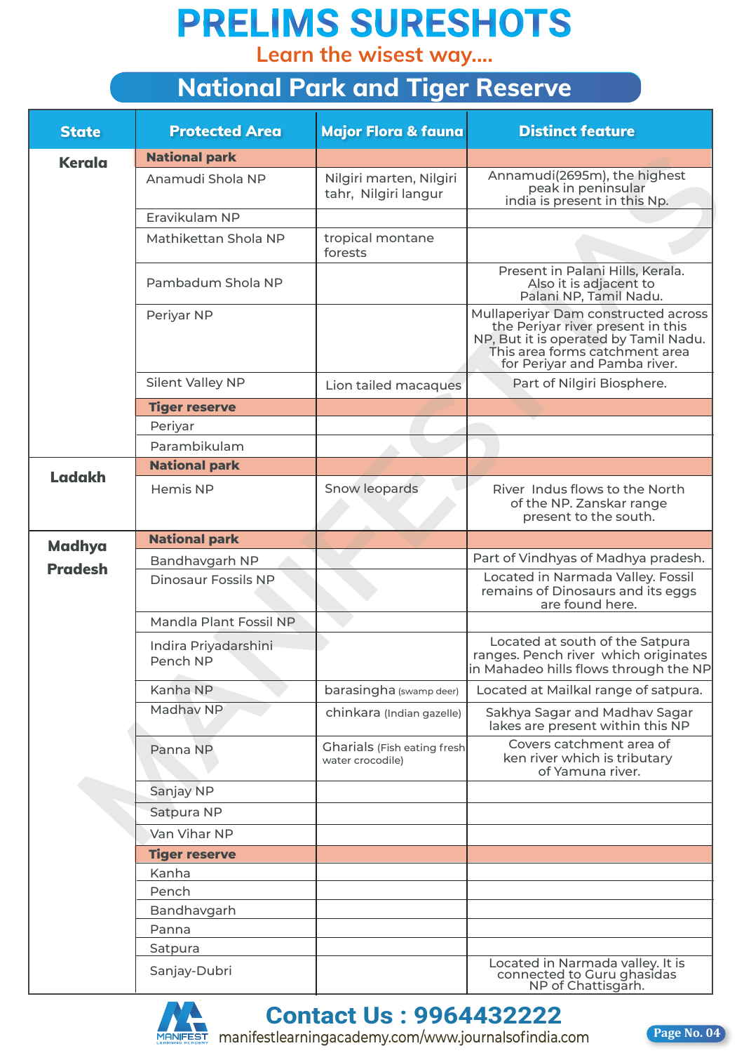# PRELIMS SURESHOTS

Learn the wisest way....

## National Park and Tiger Reserve

| State | Protected Area | Major Flora & fauna | Distinct feature |
|---|---|---|---|
| Kerala | **National park** | | |
| | Anamudi Shola NP | Nilgiri marten, Nilgiri tahr, Nilgiri langur | Annamudi(2695m), the highest peak in peninsular india is present in this Np. |
| | Eravikulam NP | | |
| | Mathikettan Shola NP | tropical montane forests | |
| | Pambadum Shola NP | | Present in Palani Hills, Kerala. Also it is adjacent to Palani NP, Tamil Nadu. |
| | Periyar NP | | Mullaperiyar Dam constructed across the Periyar river present in this NP, But it is operated by Tamil Nadu. This area forms catchment area for Periyar and Pamba river. |
| | Silent Valley NP | Lion tailed macaques | Part of Nilgiri Biosphere. |
| | **Tiger reserve** | | |
| | Periyar | | |
| | Parambikulam | | |
| Ladakh | **National park** | | |
| | Hemis NP | Snow leopards | River Indus flows to the North of the NP. Zanskar range present to the south. |
| Madhya Pradesh | **National park** | | |
| | Bandhavgarh NP | | Part of Vindhyas of Madhya pradesh. |
| | Dinosaur Fossils NP | | Located in Narmada Valley. Fossil remains of Dinosaurs and its eggs are found here. |
| | Mandla Plant Fossil NP | | |
| | Indira Priyadarshini Pench NP | | Located at south of the Satpura ranges. Pench river which originates in Mahadeo hills flows through the NP |
| | Kanha NP | barasingha (swamp deer) | Located at Mailkal range of satpura. |
| | Madhav NP | chinkara (Indian gazelle) | Sakhya Sagar and Madhav Sagar lakes are present within this NP |
| | Panna NP | Gharials (Fish eating fresh water crocodile) | Covers catchment area of ken river which is tributary of Yamuna river. |
| | Sanjay NP | | |
| | Satpura NP | | |
| | Van Vihar NP | | |
| | **Tiger reserve** | | |
| | Kanha | | |
| | Pench | | |
| | Bandhavgarh | | |
| | Panna | | |
| | Satpura | | |
| | Sanjay-Dubri | | Located in Narmada valley. It is connected to Guru ghasidas NP of Chattisgarh. |

Contact Us : 9964432222
manifestlearningacademy.com/www.journalsofindia.com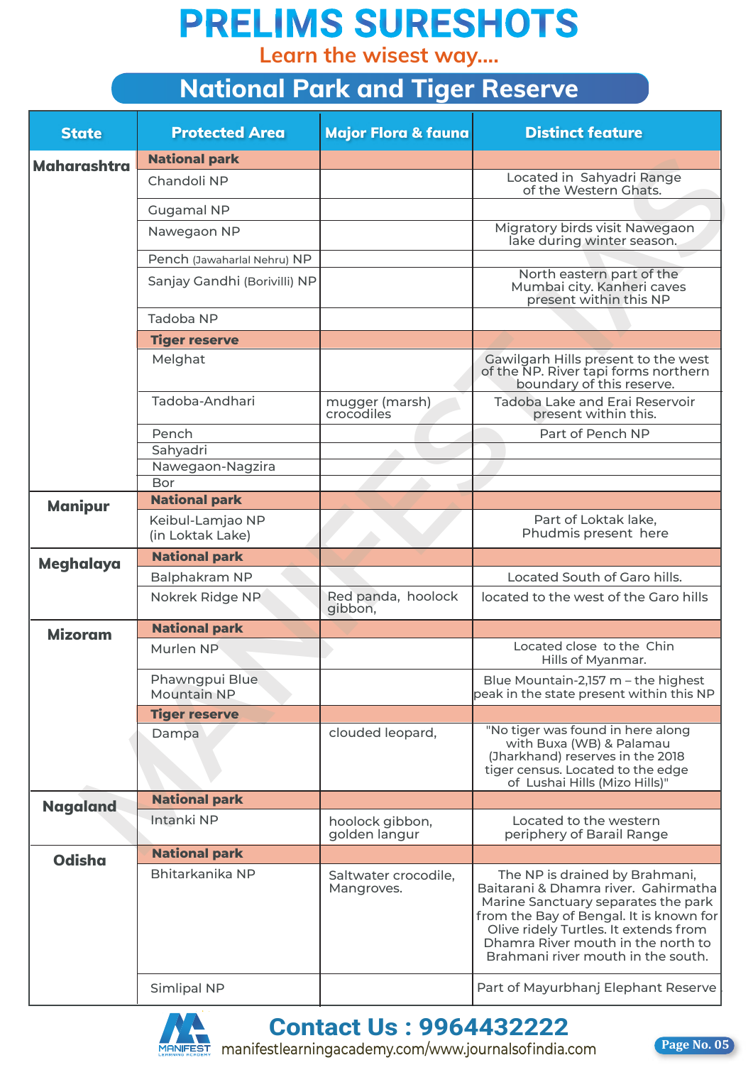# PRELIMS SURESHOTS

Learn the wisest way....

## National Park and Tiger Reserve

| State | Protected Area | Major Flora & fauna | Distinct feature |
|---|---|---|---|
| **Maharashtra** | **National park** | | |
| | Chandoli NP | | Located in Sahyadri Range of the Western Ghats. |
| | Gugamal NP | | |
| | Nawegaon NP | | Migratory birds visit Nawegaon lake during winter season. |
| | Pench (Jawaharlal Nehru) NP | | |
| | Sanjay Gandhi (Borivilli) NP | | North eastern part of the Mumbai city. Kanheri caves present within this NP |
| | Tadoba NP | | |
| | **Tiger reserve** | | |
| | Melghat | | Gawilgarh Hills present to the west of the NP. River tapi forms northern boundary of this reserve. |
| | Tadoba-Andhari | mugger (marsh) crocodiles | Tadoba Lake and Erai Reservoir present within this. |
| | Pench | | Part of Pench NP |
| | Sahyadri | | |
| | Nawegaon-Nagzira | | |
| | Bor | | |
| **Manipur** | **National park** | | |
| | Keibul-Lamjao NP (in Loktak Lake) | | Part of Loktak lake, Phudmis present here |
| **Meghalaya** | **National park** | | |
| | Balphakram NP | | Located South of Garo hills. |
| | Nokrek Ridge NP | Red panda, hoolock gibbon, | located to the west of the Garo hills |
| **Mizoram** | **National park** | | |
| | Murlen NP | | Located close to the Chin Hills of Myanmar. |
| | Phawngpui Blue Mountain NP | | Blue Mountain-2,157 m – the highest peak in the state present within this NP |
| | **Tiger reserve** | | |
| | Dampa | clouded leopard, | "No tiger was found in here along with Buxa (WB) & Palamau (Jharkhand) reserves in the 2018 tiger census. Located to the edge of Lushai Hills (Mizo Hills)" |
| **Nagaland** | **National park** | | |
| | Intanki NP | hoolock gibbon, golden langur | Located to the western periphery of Barail Range |
| **Odisha** | **National park** | | |
| | Bhitarkanika NP | Saltwater crocodile, Mangroves. | The NP is drained by Brahmani, Baitarani & Dhamra river. Gahirmatha Marine Sanctuary separates the park from the Bay of Bengal. It is known for Olive ridely Turtles. It extends from Dhamra River mouth in the north to Brahmani river mouth in the south. |
| | Simlipal NP | | Part of Mayurbhanj Elephant Reserve |

Contact Us : 9964432222
manifestlearningacademy.com/www.journalsofindia.com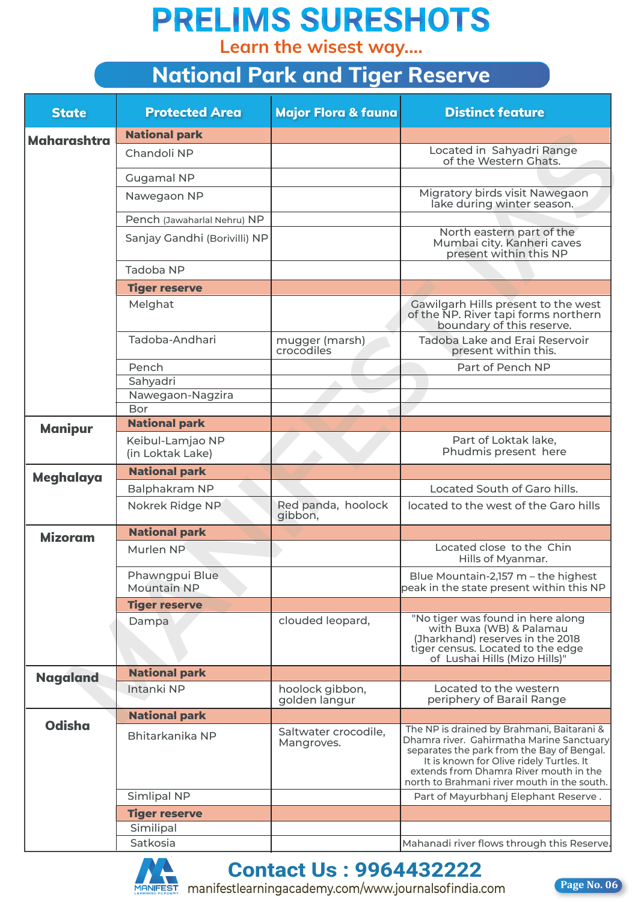# PRELIMS SURESHOTS

Learn the wisest way....

## National Park and Tiger Reserve

| State | Protected Area | Major Flora & fauna | Distinct feature |
|---|---|---|---|
| **Maharashtra** | **National park** | | |
| | Chandoli NP | | Located in Sahyadri Range of the Western Ghats. |
| | Gugamal NP | | |
| | Nawegaon NP | | Migratory birds visit Nawegaon lake during winter season. |
| | Pench (Jawaharlal Nehru) NP | | |
| | Sanjay Gandhi (Borivilli) NP | | North eastern part of the Mumbai city. Kanheri caves present within this NP |
| | Tadoba NP | | |
| | **Tiger reserve** | | |
| | Melghat | | Gawilgarh Hills present to the west of the NP. River tapi forms northern boundary of this reserve. |
| | Tadoba-Andhari | mugger (marsh) crocodiles | Tadoba Lake and Erai Reservoir present within this. |
| | Pench | | Part of Pench NP |
| | Sahyadri | | |
| | Nawegaon-Nagzira | | |
| | Bor | | |
| **Manipur** | **National park** | | |
| | Keibul-Lamjao NP (in Loktak Lake) | | Part of Loktak lake, Phudmis present here |
| **Meghalaya** | **National park** | | |
| | Balphakram NP | | Located South of Garo hills. |
| | Nokrek Ridge NP | Red panda, hoolock gibbon, | located to the west of the Garo hills |
| **Mizoram** | **National park** | | |
| | Murlen NP | | Located close to the Chin Hills of Myanmar. |
| | Phawngpui Blue Mountain NP | | Blue Mountain-2,157 m – the highest peak in the state present within this NP |
| | **Tiger reserve** | | |
| | Dampa | clouded leopard, | "No tiger was found in here along with Buxa (WB) & Palamau (Jharkhand) reserves in the 2018 tiger census. Located to the edge of Lushai Hills (Mizo Hills)" |
| **Nagaland** | **National park** | | |
| | Intanki NP | hoolock gibbon, golden langur | Located to the western periphery of Barail Range |
| **Odisha** | **National park** | | |
| | Bhitarkanika NP | Saltwater crocodile, Mangroves. | The NP is drained by Brahmani, Baitarani & Dhamra river. Gahirmatha Marine Sanctuary separates the park from the Bay of Bengal. It is known for Olive ridely Turtles. It extends from Dhamra River mouth in the north to Brahmani river mouth in the south. |
| | Simlipal NP | | Part of Mayurbhanj Elephant Reserve . |
| | **Tiger reserve** | | |
| | Similipal | | |
| | Satkosia | | Mahanadi river flows through this Reserve. |

Contact Us : 9964432222

manifestlearningacademy.com/www.journalsofindia.com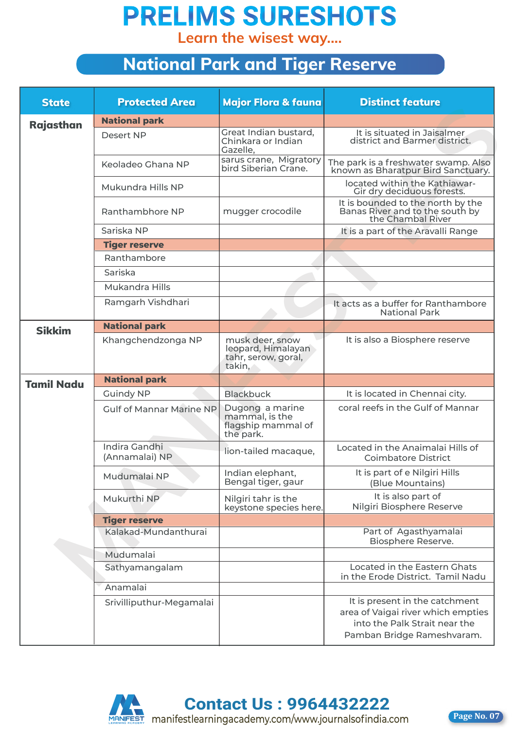# PRELIMS SURESHOTS

Learn the wisest way....

## National Park and Tiger Reserve

| State | Protected Area | Major Flora & fauna | Distinct feature |
|---|---|---|---|
| **Rajasthan** | **National park** | | |
| | Desert NP | Great Indian bustard, Chinkara or Indian Gazelle, | It is situated in Jaisalmer district and Barmer district. |
| | Keoladeo Ghana NP | sarus crane, Migratory bird Siberian Crane. | The park is a freshwater swamp. Also known as Bharatpur Bird Sanctuary. |
| | Mukundra Hills NP | | located within the Kathiawar-Gir dry deciduous forests. |
| | Ranthambhore NP | mugger crocodile | It is bounded to the north by the Banas River and to the south by the Chambal River |
| | Sariska NP | | It is a part of the Aravalli Range |
| | **Tiger reserve** | | |
| | Ranthambore | | |
| | Sariska | | |
| | Mukandra Hills | | |
| | Ramgarh Vishdhari | | It acts as a buffer for Ranthambore National Park |
| **Sikkim** | **National park** | | |
| | Khangchendzonga NP | musk deer, snow leopard, Himalayan tahr, serow, goral, takin, | It is also a Biosphere reserve |
| **Tamil Nadu** | **National park** | | |
| | Guindy NP | Blackbuck | It is located in Chennai city. |
| | Gulf of Mannar Marine NP | Dugong a marine mammal, is the flagship mammal of the park. | coral reefs in the Gulf of Mannar |
| | Indira Gandhi (Annamalai) NP | lion-tailed macaque, | Located in the Anaimalai Hills of Coimbatore District |
| | Mudumalai NP | Indian elephant, Bengal tiger, gaur | It is part of e Nilgiri Hills (Blue Mountains) |
| | Mukurthi NP | Nilgiri tahr is the keystone species here. | It is also part of Nilgiri Biosphere Reserve |
| | **Tiger reserve** | | |
| | Kalakad-Mundanthurai | | Part of Agasthyamalai Biosphere Reserve. |
| | Mudumalai | | |
| | Sathyamangalam | | Located in the Eastern Ghats in the Erode District. Tamil Nadu |
| | Anamalai | | |
| | Srivilliputhur-Megamalai | | It is present in the catchment area of Vaigai river which empties into the Palk Strait near the Pamban Bridge Rameshvaram. |

Contact Us : 9964432222

manifestlearningacademy.com/www.journalsofindia.com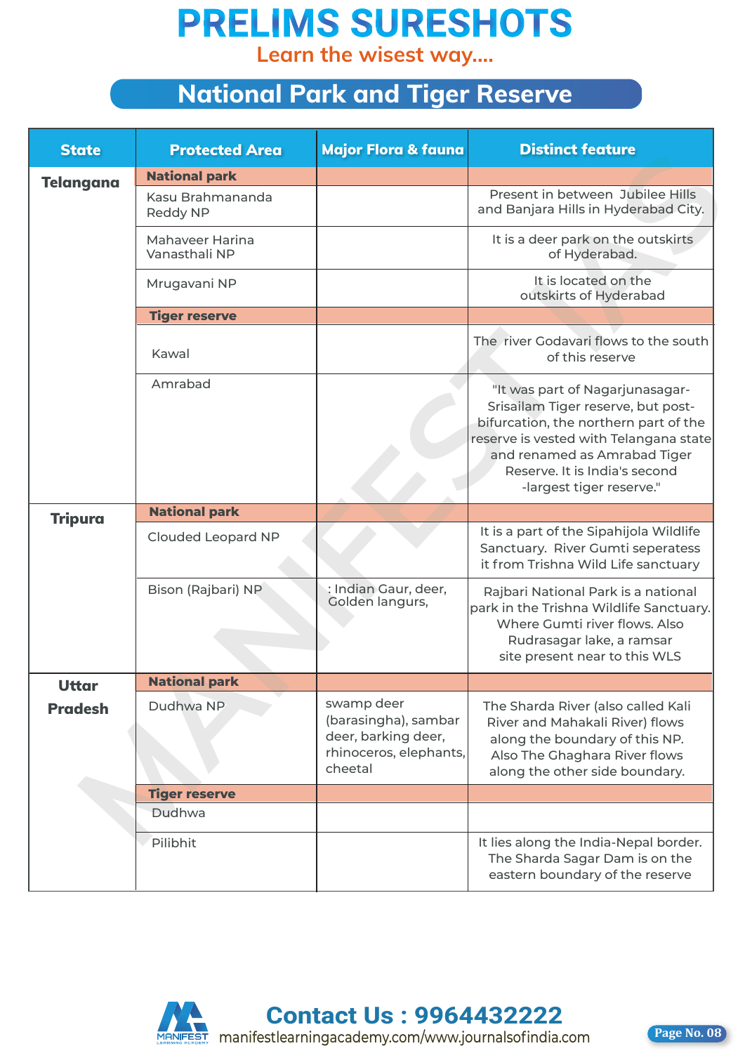# PRELIMS SURESHOTS

Learn the wisest way....

## National Park and Tiger Reserve

| State | Protected Area | Major Flora & fauna | Distinct feature |
|---|---|---|---|
| **Telangana** | **National park** | | |
| | Kasu Brahmananda Reddy NP | | Present in between Jubilee Hills and Banjara Hills in Hyderabad City. |
| | Mahaveer Harina Vanasthali NP | | It is a deer park on the outskirts of Hyderabad. |
| | Mrugavani NP | | It is located on the outskirts of Hyderabad |
| | **Tiger reserve** | | |
| | Kawal | | The river Godavari flows to the south of this reserve |
| | Amrabad | | "It was part of Nagarjunasagar-Srisailam Tiger reserve, but post-bifurcation, the northern part of the reserve is vested with Telangana state and renamed as Amrabad Tiger Reserve. It is India's second -largest tiger reserve." |
| **Tripura** | **National park** | | |
| | Clouded Leopard NP | | It is a part of the Sipahijola Wildlife Sanctuary. River Gumti seperatess it from Trishna Wild Life sanctuary |
| | Bison (Rajbari) NP | : Indian Gaur, deer, Golden langurs, | Rajbari National Park is a national park in the Trishna Wildlife Sanctuary. Where Gumti river flows. Also Rudrasagar lake, a ramsar site present near to this WLS |
| **Uttar Pradesh** | **National park** | | |
| | Dudhwa NP | swamp deer (barasingha), sambar deer, barking deer, rhinoceros, elephants, cheetal | The Sharda River (also called Kali River and Mahakali River) flows along the boundary of this NP. Also The Ghaghara River flows along the other side boundary. |
| | **Tiger reserve** | | |
| | Dudhwa | | |
| | Pilibhit | | It lies along the India-Nepal border. The Sharda Sagar Dam is on the eastern boundary of the reserve |

Contact Us : 9964432222

manifestlearningacademy.com/www.journalsofindia.com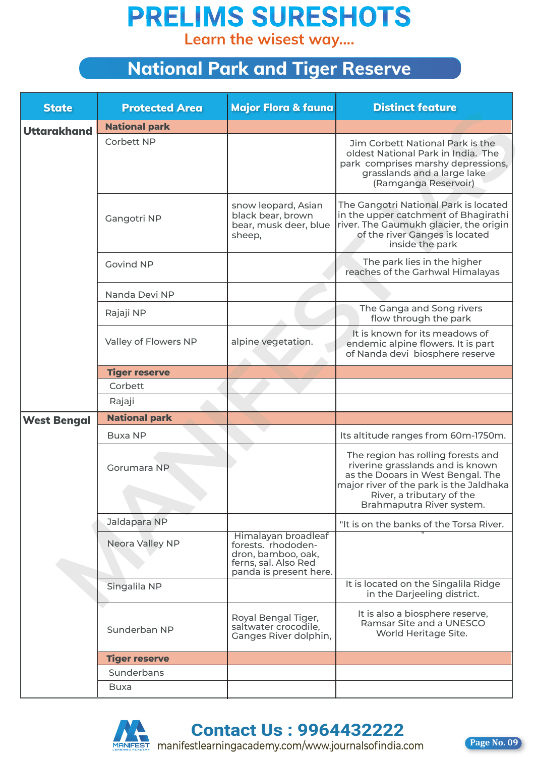# PRELIMS SURESHOTS

Learn the wisest way....

## National Park and Tiger Reserve

| State | Protected Area | Major Flora & fauna | Distinct feature |
|---|---|---|---|
| Uttarakhand | **National park** | | |
| | Corbett NP | | Jim Corbett National Park is the oldest National Park in India. The park comprises marshy depressions, grasslands and a large lake (Ramganga Reservoir) |
| | Gangotri NP | snow leopard, Asian black bear, brown bear, musk deer, blue sheep, | The Gangotri National Park is located in the upper catchment of Bhagirathi river. The Gaumukh glacier, the origin of the river Ganges is located inside the park |
| | Govind NP | | The park lies in the higher reaches of the Garhwal Himalayas |
| | Nanda Devi NP | | |
| | Rajaji NP | | The Ganga and Song rivers flow through the park |
| | Valley of Flowers NP | alpine vegetation. | It is known for its meadows of endemic alpine flowers. It is part of Nanda devi biosphere reserve |
| | **Tiger reserve** | | |
| | Corbett | | |
| | Rajaji | | |
| West Bengal | **National park** | | |
| | Buxa NP | | Its altitude ranges from 60m-1750m. |
| | Gorumara NP | | The region has rolling forests and riverine grasslands and is known as the Dooars in West Bengal. The major river of the park is the Jaldhaka River, a tributary of the Brahmaputra River system. |
| | Jaldapara NP | | "It is on the banks of the Torsa River." |
| | Neora Valley NP | Himalayan broadleaf forests. rhododendron, bamboo, oak, ferns, sal. Also Red panda is present here. | |
| | Singalila NP | | It is located on the Singalila Ridge in the Darjeeling district. |
| | Sunderban NP | Royal Bengal Tiger, saltwater crocodile, Ganges River dolphin, | It is also a biosphere reserve, Ramsar Site and a UNESCO World Heritage Site. |
| | **Tiger reserve** | | |
| | Sunderbans | | |
| | Buxa | | |

Contact Us : 9964432222
manifestlearningacademy.com/www.journalsofindia.com